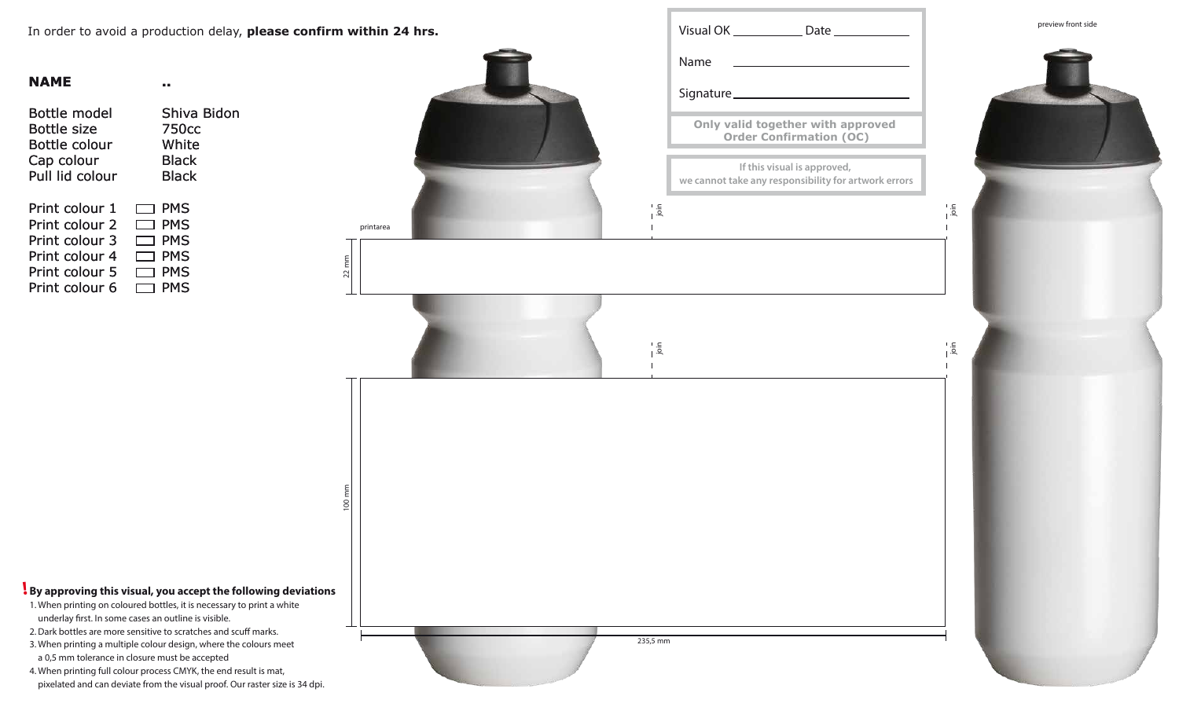In order to avoid a production delay, **please confirm within 24 hrs.**

**NAME** ..

| | |
|---|---|
| Bottle model | Shiva Bidon |
| Bottle size | 750cc |
| Bottle colour | White |
| Cap colour | Black |
| Pull lid colour | Black |

| | |
|---|---|
| Print colour 1 | ☐ PMS |
| Print colour 2 | ☐ PMS |
| Print colour 3 | ☐ PMS |
| Print colour 4 | ☐ PMS |
| Print colour 5 | ☐ PMS |
| Print colour 6 | ☐ PMS |

Visual OK __________ Date __________

Name __________

Signature __________

**Only valid together with approved Order Confirmation (OC)**

**If this visual is approved, we cannot take any responsibility for artwork errors**

preview front side

printarea

join

22 mm

join

100 mm

235,5 mm

**! By approving this visual, you accept the following deviations**

1. When printing on coloured bottles, it is necessary to print a white underlay first. In some cases an outline is visible.
2. Dark bottles are more sensitive to scratches and scuff marks.
3. When printing a multiple colour design, where the colours meet a 0,5 mm tolerance in closure must be accepted
4. When printing full colour process CMYK, the end result is mat, pixelated and can deviate from the visual proof. Our raster size is 34 dpi.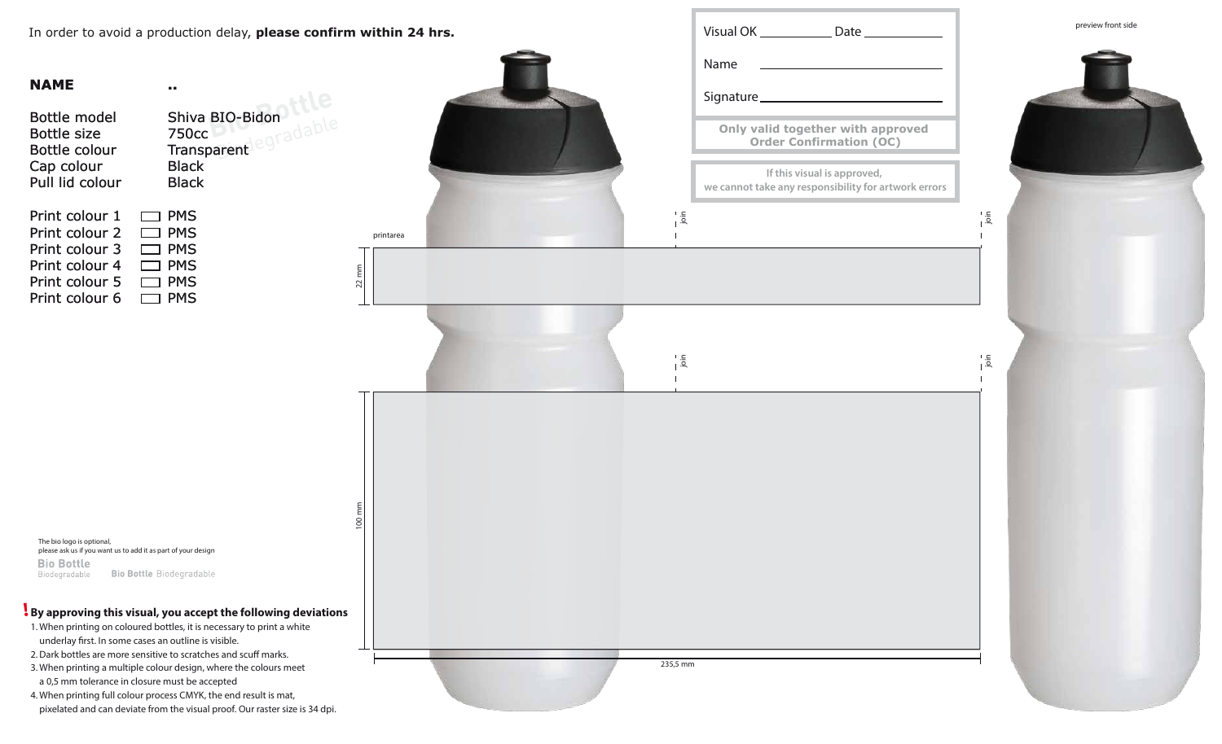In order to avoid a production delay, **please confirm within 24 hrs.**

**NAME** ..

| | |
|---|---|
| Bottle model | Shiva BIO-Bidon |
| Bottle size | 750cc |
| Bottle colour | Transparent |
| Cap colour | Black |
| Pull lid colour | Black |

| | |
|---|---|
| Print colour 1 | ☐ PMS |
| Print colour 2 | ☐ PMS |
| Print colour 3 | ☐ PMS |
| Print colour 4 | ☐ PMS |
| Print colour 5 | ☐ PMS |
| Print colour 6 | ☐ PMS |

Visual OK ____________ Date ____________

Name ____________________________

Signature ____________________________

**Only valid together with approved Order Confirmation (OC)**

**If this visual is approved, we cannot take any responsibility for artwork errors**

preview front side

printarea

22 mm

100 mm

235,5 mm

join

join

join

join

The bio logo is optional, please ask us if you want us to add it as part of your design

**Bio Bottle** Biodegradable

**Bio Bottle** Biodegradable

**! By approving this visual, you accept the following deviations**

1. When printing on coloured bottles, it is necessary to print a white underlay first. In some cases an outline is visible.
2. Dark bottles are more sensitive to scratches and scuff marks.
3. When printing a multiple colour design, where the colours meet a 0,5 mm tolerance in closure must be accepted
4. When printing full colour process CMYK, the end result is mat, pixelated and can deviate from the visual proof. Our raster size is 34 dpi.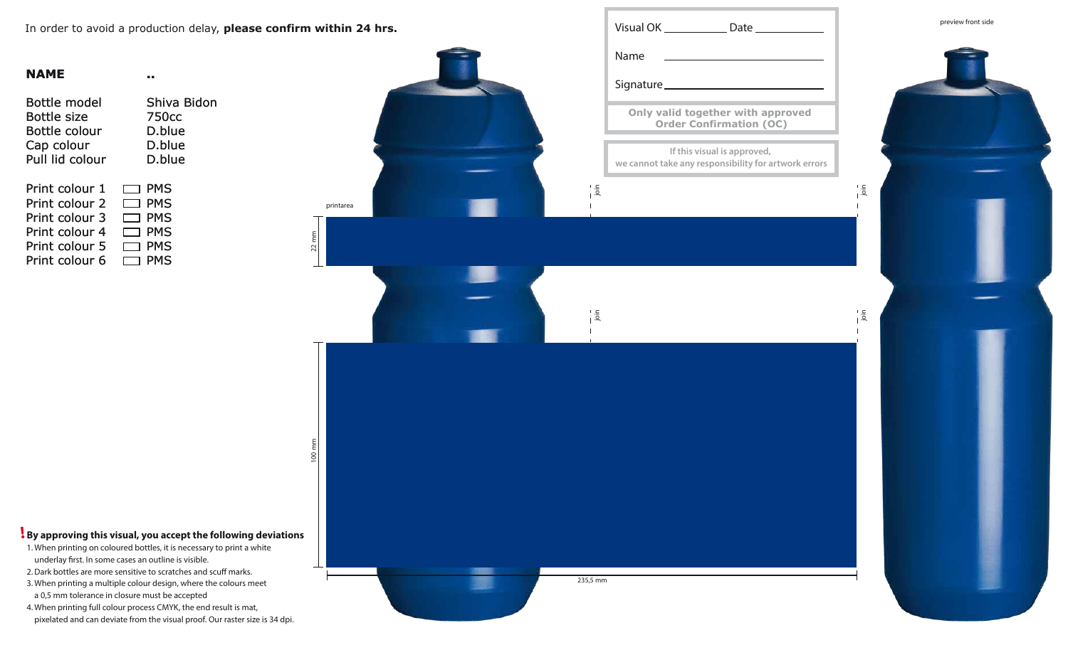In order to avoid a production delay, **please confirm within 24 hrs.**

| | |
|---|---|
| Visual OK ___________ | Date ___________ |
| Name ___________ | |
| Signature ___________ | |

**Only valid together with approved Order Confirmation (OC)**

If this visual is approved, we cannot take any responsibility for artwork errors

preview front side

**NAME** ..

| | |
|---|---|
| Bottle model | Shiva Bidon |
| Bottle size | 750cc |
| Bottle colour | D.blue |
| Cap colour | D.blue |
| Pull lid colour | D.blue |

| | |
|---|---|
| Print colour 1 | ☐ PMS |
| Print colour 2 | ☐ PMS |
| Print colour 3 | ☐ PMS |
| Print colour 4 | ☐ PMS |
| Print colour 5 | ☐ PMS |
| Print colour 6 | ☐ PMS |

printarea

22 mm

join

join

100 mm

join

join

235,5 mm

**! By approving this visual, you accept the following deviations**

1. When printing on coloured bottles, it is necessary to print a white underlay first. In some cases an outline is visible.
2. Dark bottles are more sensitive to scratches and scuff marks.
3. When printing a multiple colour design, where the colours meet a 0,5 mm tolerance in closure must be accepted
4. When printing full colour process CMYK, the end result is mat, pixelated and can deviate from the visual proof. Our raster size is 34 dpi.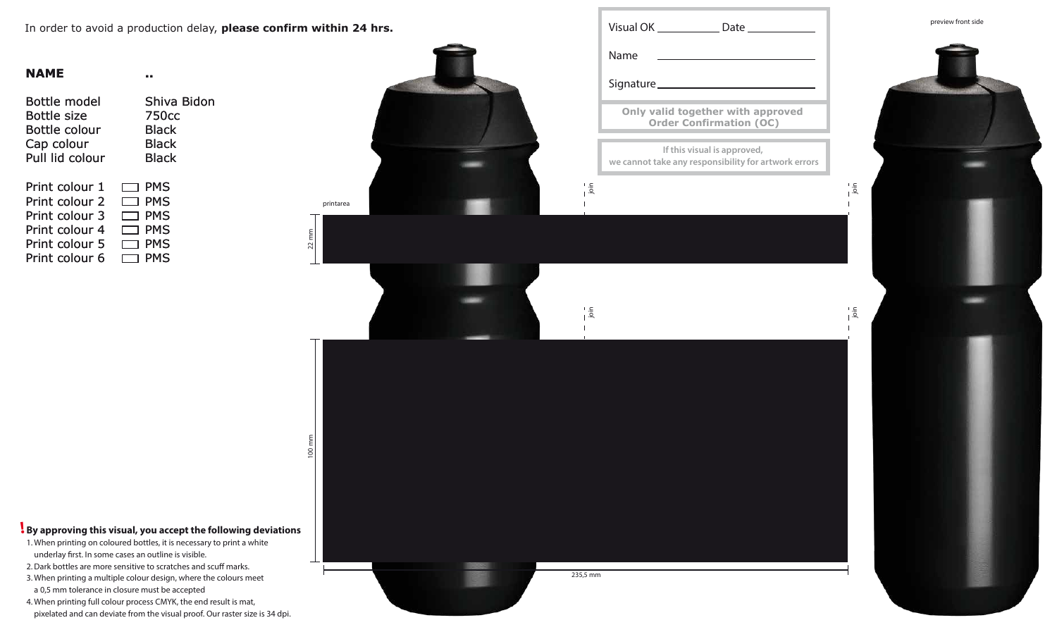In order to avoid a production delay, **please confirm within 24 hrs.**

**NAME** ..

| | |
|---|---|
| Bottle model | Shiva Bidon |
| Bottle size | 750cc |
| Bottle colour | Black |
| Cap colour | Black |
| Pull lid colour | Black |

| | |
|---|---|
| Print colour 1 | ☐ PMS |
| Print colour 2 | ☐ PMS |
| Print colour 3 | ☐ PMS |
| Print colour 4 | ☐ PMS |
| Print colour 5 | ☐ PMS |
| Print colour 6 | ☐ PMS |

Visual OK __________ Date __________

Name ____________________

Signature ____________________

**Only valid together with approved Order Confirmation (OC)**

**If this visual is approved, we cannot take any responsibility for artwork errors**

preview front side

printarea

22 mm

100 mm

235,5 mm

join

join

join

join

**! By approving this visual, you accept the following deviations**

1. When printing on coloured bottles, it is necessary to print a white underlay first. In some cases an outline is visible.
2. Dark bottles are more sensitive to scratches and scuff marks.
3. When printing a multiple colour design, where the colours meet a 0,5 mm tolerance in closure must be accepted
4. When printing full colour process CMYK, the end result is mat, pixelated and can deviate from the visual proof. Our raster size is 34 dpi.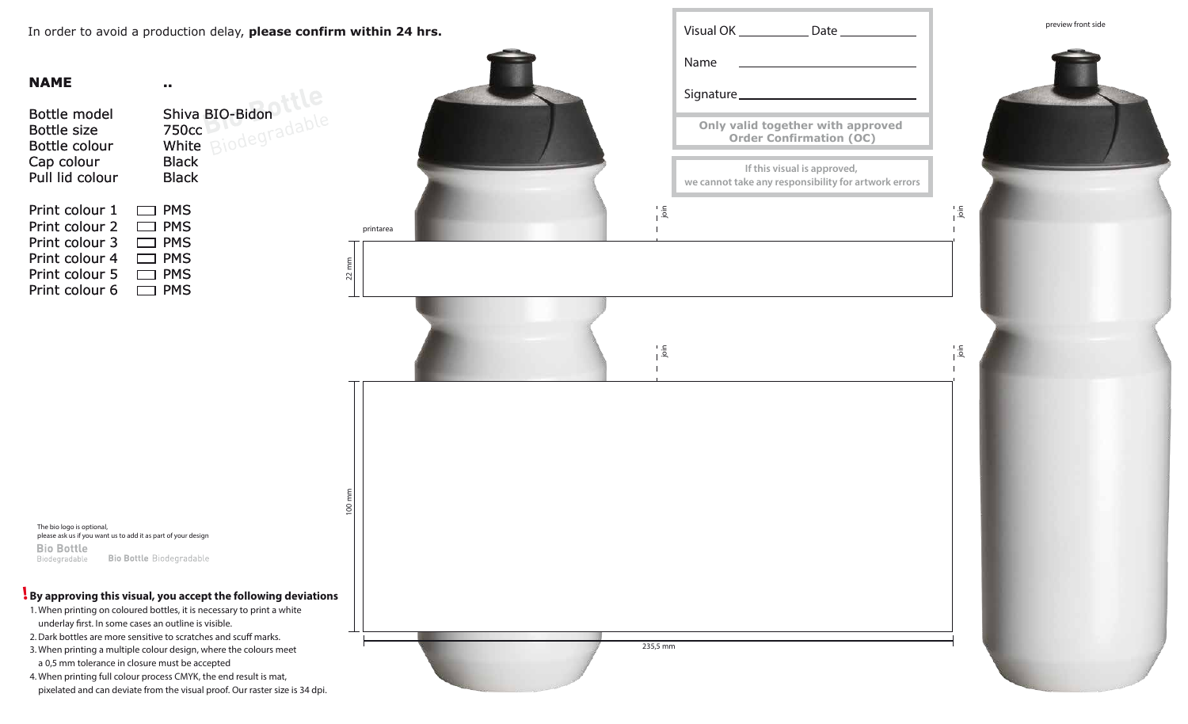In order to avoid a production delay, **please confirm within 24 hrs.**

**NAME** ..

| | |
|---|---|
| Bottle model | Shiva BIO-Bidon |
| Bottle size | 750cc |
| Bottle colour | White |
| Cap colour | Black |
| Pull lid colour | Black |

| | |
|---|---|
| Print colour 1 | PMS |
| Print colour 2 | PMS |
| Print colour 3 | PMS |
| Print colour 4 | PMS |
| Print colour 5 | PMS |
| Print colour 6 | PMS |

Bio Bottle Biodegradable

The bio logo is optional, please ask us if you want us to add it as part of your design

Bio Bottle Biodegradable

Bio Bottle Biodegradable

**! By approving this visual, you accept the following deviations**

1. When printing on coloured bottles, it is necessary to print a white underlay first. In some cases an outline is visible.
2. Dark bottles are more sensitive to scratches and scuff marks.
3. When printing a multiple colour design, where the colours meet a 0,5 mm tolerance in closure must be accepted
4. When printing full colour process CMYK, the end result is mat, pixelated and can deviate from the visual proof. Our raster size is 34 dpi.

Visual OK __________ Date __________

Name __________

Signature __________

**Only valid together with approved Order Confirmation (OC)**

**If this visual is approved, we cannot take any responsibility for artwork errors**

printarea

join

join

join

join

22 mm

100 mm

235,5 mm

preview front side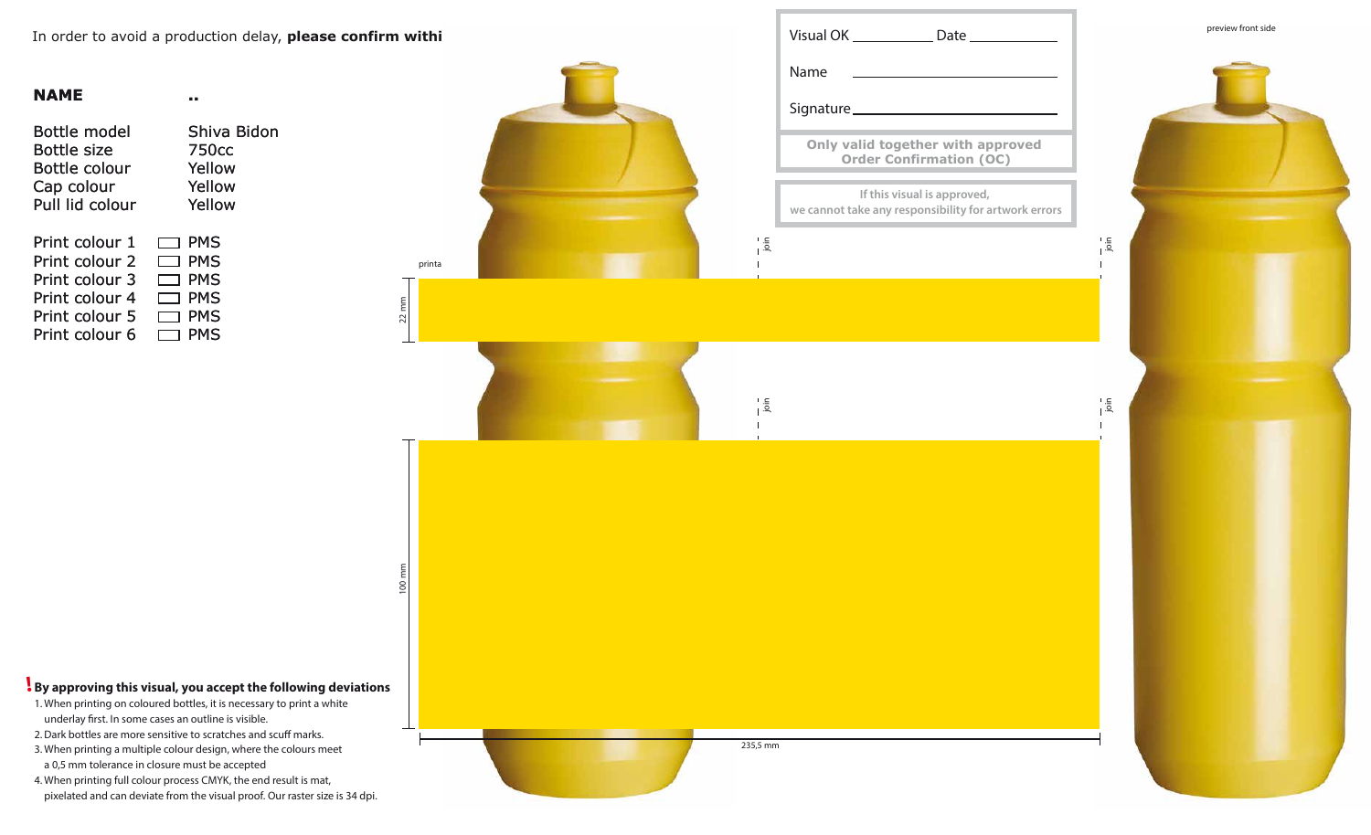In order to avoid a production delay, **please confirm withi**

**NAME** ..

| | |
|---|---|
| Bottle model | Shiva Bidon |
| Bottle size | 750cc |
| Bottle colour | Yellow |
| Cap colour | Yellow |
| Pull lid colour | Yellow |

| | |
|---|---|
| Print colour 1 | ☐ PMS |
| Print colour 2 | ☐ PMS |
| Print colour 3 | ☐ PMS |
| Print colour 4 | ☐ PMS |
| Print colour 5 | ☐ PMS |
| Print colour 6 | ☐ PMS |

Visual OK __________ Date __________

Name __________

Signature __________

**Only valid together with approved Order Confirmation (OC)**

**If this visual is approved, we cannot take any responsibility for artwork errors**

preview front side

printa

join

join

join

join

22 mm

100 mm

235,5 mm

**! By approving this visual, you accept the following deviations**

1. When printing on coloured bottles, it is necessary to print a white underlay first. In some cases an outline is visible.
2. Dark bottles are more sensitive to scratches and scuff marks.
3. When printing a multiple colour design, where the colours meet a 0,5 mm tolerance in closure must be accepted
4. When printing full colour process CMYK, the end result is mat, pixelated and can deviate from the visual proof. Our raster size is 34 dpi.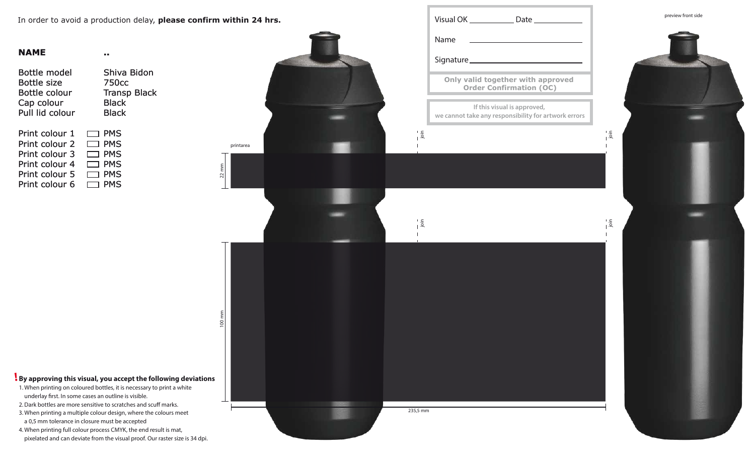In order to avoid a production delay, **please confirm within 24 hrs.**

**NAME** ..

| | |
|---|---|
| Bottle model | Shiva Bidon |
| Bottle size | 750cc |
| Bottle colour | Transp Black |
| Cap colour | Black |
| Pull lid colour | Black |

| | |
|---|---|
| Print colour 1 | ☐ PMS |
| Print colour 2 | ☐ PMS |
| Print colour 3 | ☐ PMS |
| Print colour 4 | ☐ PMS |
| Print colour 5 | ☐ PMS |
| Print colour 6 | ☐ PMS |

Visual OK ________ Date ________

Name ________

Signature ________

**Only valid together with approved Order Confirmation (OC)**

**If this visual is approved, we cannot take any responsibility for artwork errors**

preview front side

printarea

22 mm

100 mm

235,5 mm

join

join

join

join

**! By approving this visual, you accept the following deviations**

1. When printing on coloured bottles, it is necessary to print a white underlay first. In some cases an outline is visible.
2. Dark bottles are more sensitive to scratches and scuff marks.
3. When printing a multiple colour design, where the colours meet a 0,5 mm tolerance in closure must be accepted
4. When printing full colour process CMYK, the end result is mat, pixelated and can deviate from the visual proof. Our raster size is 34 dpi.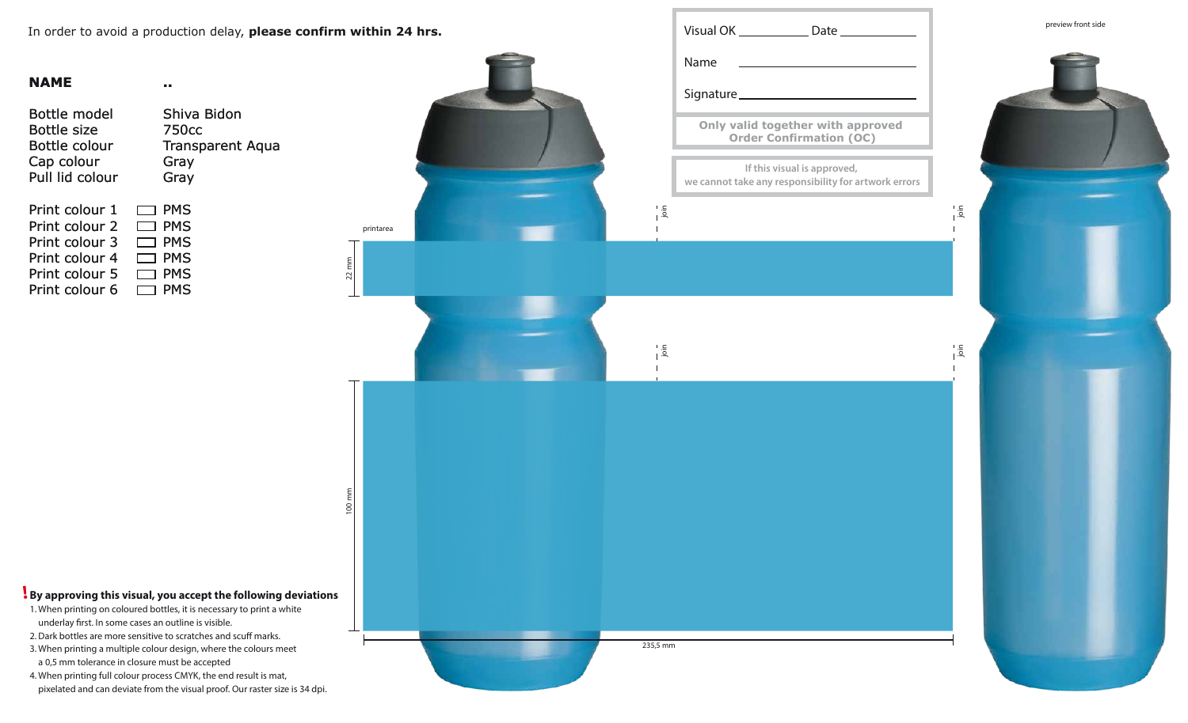In order to avoid a production delay, **please confirm within 24 hrs.**

**NAME** ..

| | |
|---|---|
| Bottle model | Shiva Bidon |
| Bottle size | 750cc |
| Bottle colour | Transparent Aqua |
| Cap colour | Gray |
| Pull lid colour | Gray |

| | |
|---|---|
| Print colour 1 | ☐ PMS |
| Print colour 2 | ☐ PMS |
| Print colour 3 | ☐ PMS |
| Print colour 4 | ☐ PMS |
| Print colour 5 | ☐ PMS |
| Print colour 6 | ☐ PMS |

Visual OK __________ Date __________

Name __________

Signature __________

**Only valid together with approved Order Confirmation (OC)**

If this visual is approved, we cannot take any responsibility for artwork errors

preview front side

printarea

22 mm

100 mm

235,5 mm

join

join

join

join

**! By approving this visual, you accept the following deviations**

1. When printing on coloured bottles, it is necessary to print a white underlay first. In some cases an outline is visible.
2. Dark bottles are more sensitive to scratches and scuff marks.
3. When printing a multiple colour design, where the colours meet a 0,5 mm tolerance in closure must be accepted
4. When printing full colour process CMYK, the end result is mat, pixelated and can deviate from the visual proof. Our raster size is 34 dpi.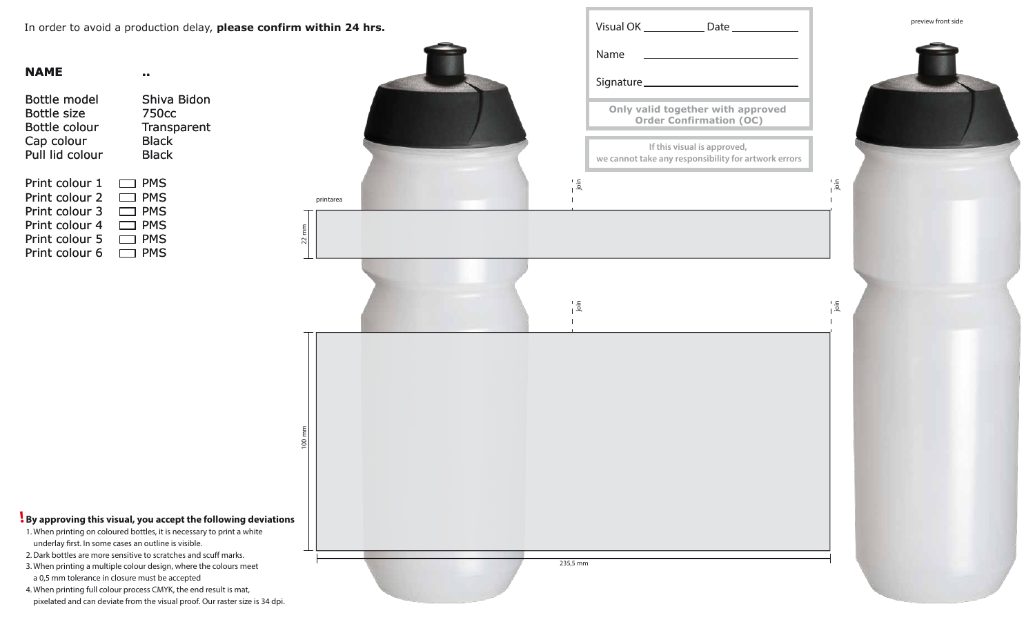In order to avoid a production delay, **please confirm within 24 hrs.**

| **NAME** | .. |
|---|---|
| Bottle model | Shiva Bidon |
| Bottle size | 750cc |
| Bottle colour | Transparent |
| Cap colour | Black |
| Pull lid colour | Black |

| | |
|---|---|
| Print colour 1 | ☐ PMS |
| Print colour 2 | ☐ PMS |
| Print colour 3 | ☐ PMS |
| Print colour 4 | ☐ PMS |
| Print colour 5 | ☐ PMS |
| Print colour 6 | ☐ PMS |

Visual OK __________ Date __________

Name ____________________

Signature ____________________

**Only valid together with approved Order Confirmation (OC)**

**If this visual is approved, we cannot take any responsibility for artwork errors**

preview front side

printarea

join

join

22 mm

join

join

100 mm

235,5 mm

**! By approving this visual, you accept the following deviations**

1. When printing on coloured bottles, it is necessary to print a white underlay first. In some cases an outline is visible.
2. Dark bottles are more sensitive to scratches and scuff marks.
3. When printing a multiple colour design, where the colours meet a 0,5 mm tolerance in closure must be accepted
4. When printing full colour process CMYK, the end result is mat, pixelated and can deviate from the visual proof. Our raster size is 34 dpi.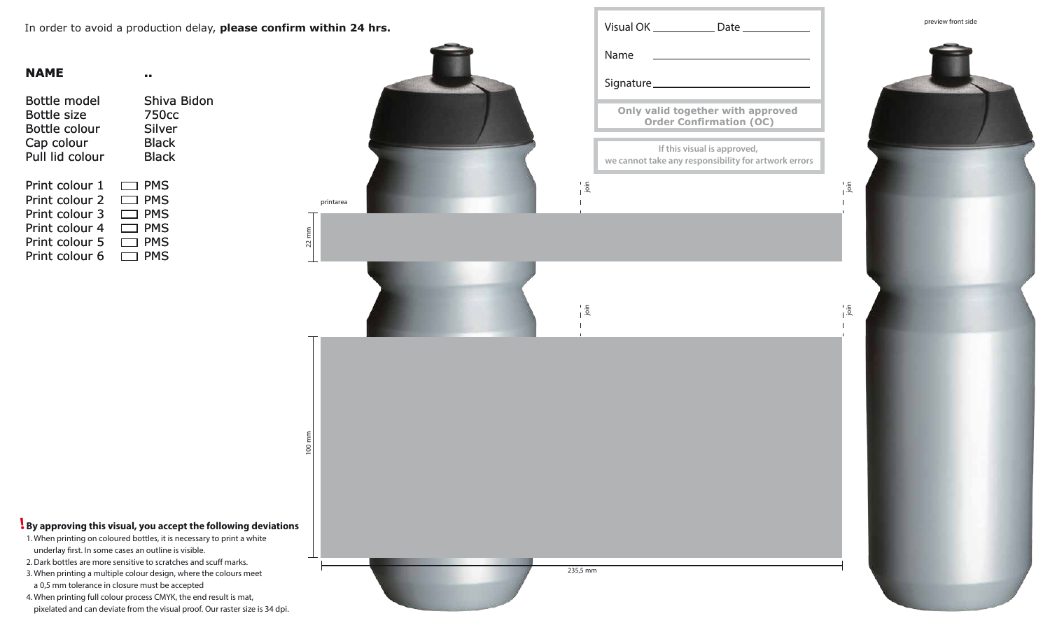In order to avoid a production delay, **please confirm within 24 hrs.**

Visual OK ______ Date ______

Name ______

Signature ______

**Only valid together with approved Order Confirmation (OC)**

If this visual is approved,
we cannot take any responsibility for artwork errors

preview front side

**NAME** ..

| | |
|---|---|
| Bottle model | Shiva Bidon |
| Bottle size | 750cc |
| Bottle colour | Silver |
| Cap colour | Black |
| Pull lid colour | Black |

| | |
|---|---|
| Print colour 1 | PMS |
| Print colour 2 | PMS |
| Print colour 3 | PMS |
| Print colour 4 | PMS |
| Print colour 5 | PMS |
| Print colour 6 | PMS |

printarea

join

22 mm

join

100 mm

235,5 mm

**! By approving this visual, you accept the following deviations**

1. When printing on coloured bottles, it is necessary to print a white underlay first. In some cases an outline is visible.
2. Dark bottles are more sensitive to scratches and scuff marks.
3. When printing a multiple colour design, where the colours meet a 0,5 mm tolerance in closure must be accepted
4. When printing full colour process CMYK, the end result is mat, pixelated and can deviate from the visual proof. Our raster size is 34 dpi.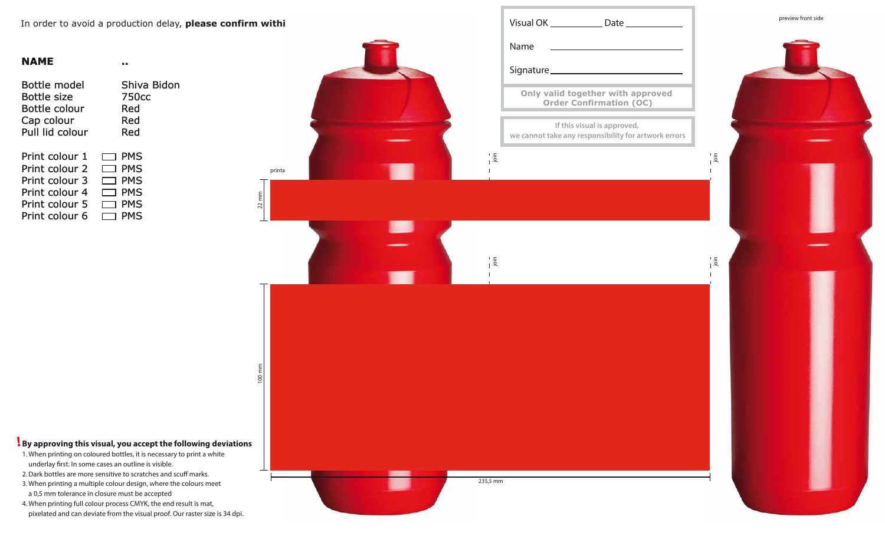In order to avoid a production delay, **please confirm withi**

**NAME** ..

| | |
|---|---|
| Bottle model | Shiva Bidon |
| Bottle size | 750cc |
| Bottle colour | Red |
| Cap colour | Red |
| Pull lid colour | Red |

| | |
|---|---|
| Print colour 1 | ☐ PMS |
| Print colour 2 | ☐ PMS |
| Print colour 3 | ☐ PMS |
| Print colour 4 | ☐ PMS |
| Print colour 5 | ☐ PMS |
| Print colour 6 | ☐ PMS |

Visual OK ________ Date ________

Name ________________

Signature ________________

**Only valid together with approved Order Confirmation (OC)**

If this visual is approved, we cannot take any responsibility for artwork errors

preview front side

printa

join

22 mm

100 mm

235,5 mm

**! By approving this visual, you accept the following deviations**

1. When printing on coloured bottles, it is necessary to print a white underlay first. In some cases an outline is visible.
2. Dark bottles are more sensitive to scratches and scuff marks.
3. When printing a multiple colour design, where the colours meet a 0,5 mm tolerance in closure must be accepted
4. When printing full colour process CMYK, the end result is mat, pixelated and can deviate from the visual proof. Our raster size is 34 dpi.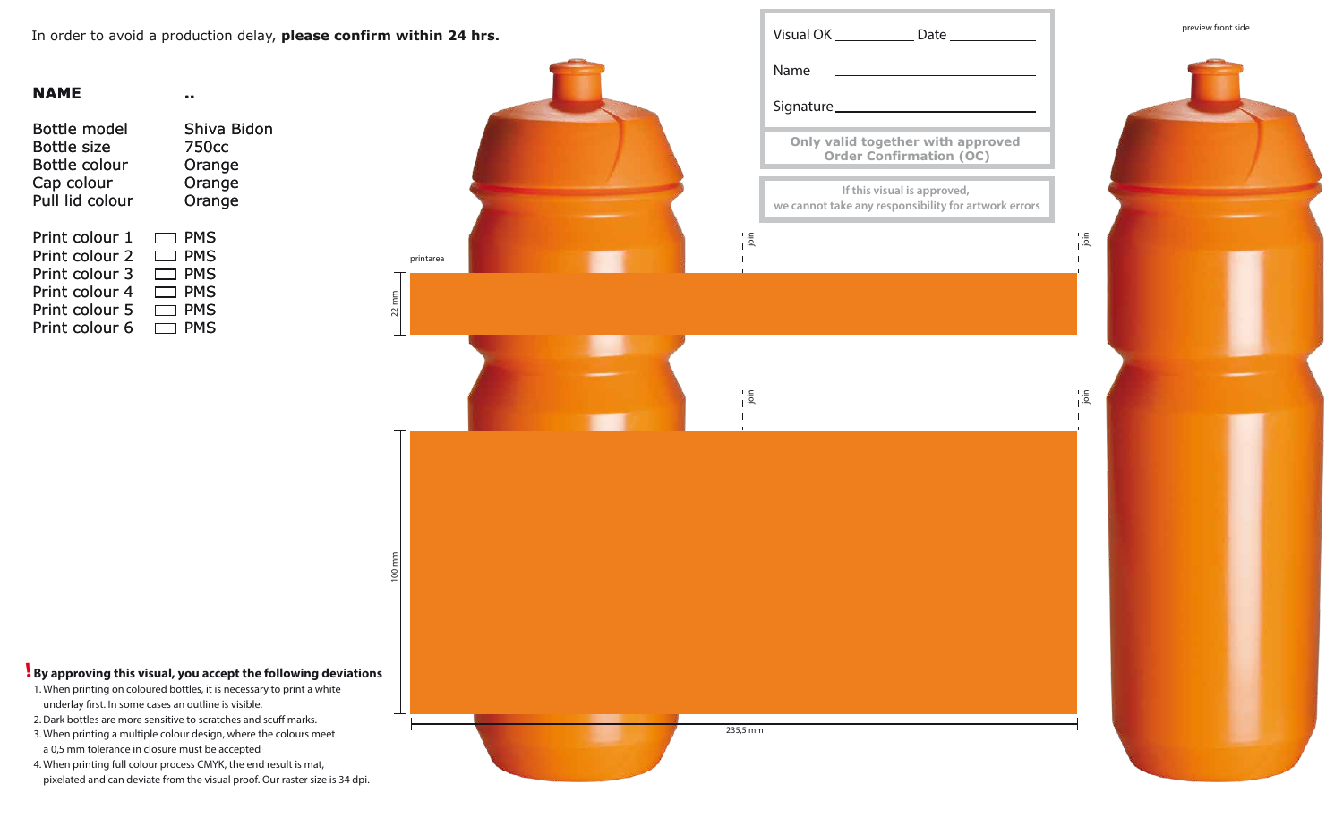In order to avoid a production delay, **please confirm within 24 hrs.**

**NAME** ..

| | |
|---|---|
| Bottle model | Shiva Bidon |
| Bottle size | 750cc |
| Bottle colour | Orange |
| Cap colour | Orange |
| Pull lid colour | Orange |

| | |
|---|---|
| Print colour 1 | ☐ PMS |
| Print colour 2 | ☐ PMS |
| Print colour 3 | ☐ PMS |
| Print colour 4 | ☐ PMS |
| Print colour 5 | ☐ PMS |
| Print colour 6 | ☐ PMS |

Visual OK __________ Date __________

Name __________

Signature __________

**Only valid together with approved Order Confirmation (OC)**

If this visual is approved, we cannot take any responsibility for artwork errors

preview front side

printarea

22 mm

join

join

join

join

100 mm

235,5 mm

**! By approving this visual, you accept the following deviations**

1. When printing on coloured bottles, it is necessary to print a white underlay first. In some cases an outline is visible.
2. Dark bottles are more sensitive to scratches and scuff marks.
3. When printing a multiple colour design, where the colours meet a 0,5 mm tolerance in closure must be accepted
4. When printing full colour process CMYK, the end result is mat, pixelated and can deviate from the visual proof. Our raster size is 34 dpi.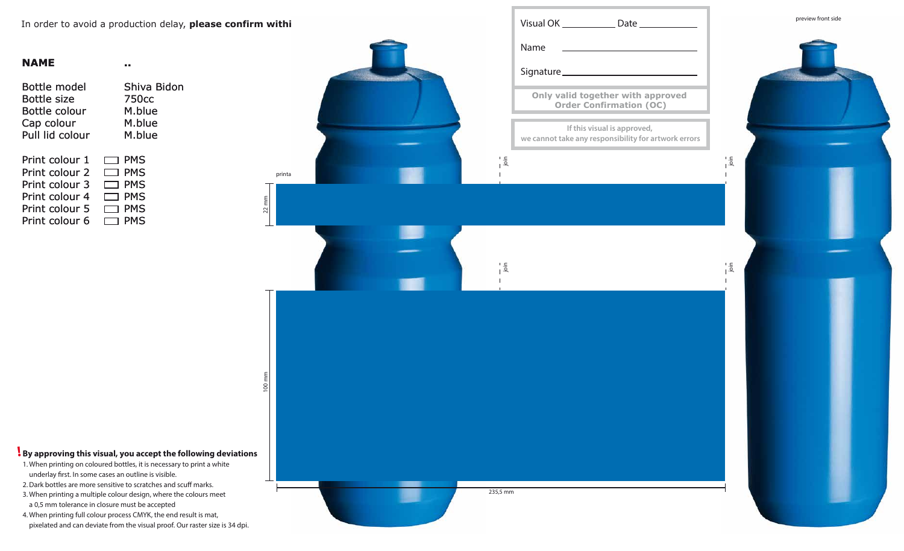In order to avoid a production delay, **please confirm withi**

**NAME** ..

| | |
|---|---|
| Bottle model | Shiva Bidon |
| Bottle size | 750cc |
| Bottle colour | M.blue |
| Cap colour | M.blue |
| Pull lid colour | M.blue |

| | |
|---|---|
| Print colour 1 | ☐ PMS |
| Print colour 2 | ☐ PMS |
| Print colour 3 | ☐ PMS |
| Print colour 4 | ☐ PMS |
| Print colour 5 | ☐ PMS |
| Print colour 6 | ☐ PMS |

Visual OK __________ Date __________

Name __________

Signature __________

**Only valid together with approved Order Confirmation (OC)**

If this visual is approved, we cannot take any responsibility for artwork errors

preview front side

printa

22 mm

join

join

100 mm

join

join

235,5 mm

**! By approving this visual, you accept the following deviations**

1. When printing on coloured bottles, it is necessary to print a white underlay first. In some cases an outline is visible.
2. Dark bottles are more sensitive to scratches and scuff marks.
3. When printing a multiple colour design, where the colours meet a 0,5 mm tolerance in closure must be accepted
4. When printing full colour process CMYK, the end result is mat, pixelated and can deviate from the visual proof. Our raster size is 34 dpi.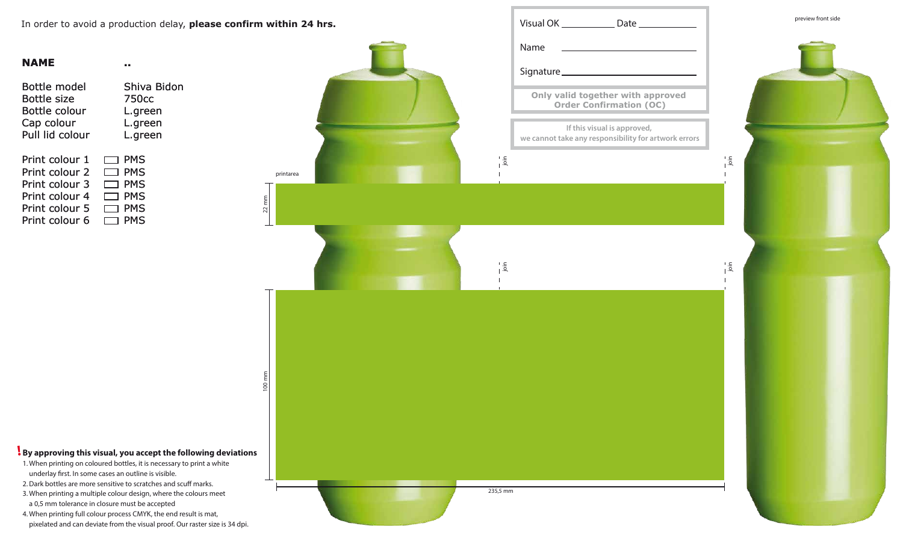In order to avoid a production delay, **please confirm within 24 hrs.**

**NAME** ..

| | |
|---|---|
| Bottle model | Shiva Bidon |
| Bottle size | 750cc |
| Bottle colour | L.green |
| Cap colour | L.green |
| Pull lid colour | L.green |

| | |
|---|---|
| Print colour 1 | PMS |
| Print colour 2 | PMS |
| Print colour 3 | PMS |
| Print colour 4 | PMS |
| Print colour 5 | PMS |
| Print colour 6 | PMS |

Visual OK __________ Date __________

Name __________

Signature __________

**Only valid together with approved Order Confirmation (OC)**

**If this visual is approved, we cannot take any responsibility for artwork errors**

preview front side

printarea

22 mm

100 mm

235,5 mm

join

join

join

join

**! By approving this visual, you accept the following deviations**

1. When printing on coloured bottles, it is necessary to print a white underlay first. In some cases an outline is visible.
2. Dark bottles are more sensitive to scratches and scuff marks.
3. When printing a multiple colour design, where the colours meet a 0,5 mm tolerance in closure must be accepted
4. When printing full colour process CMYK, the end result is mat, pixelated and can deviate from the visual proof. Our raster size is 34 dpi.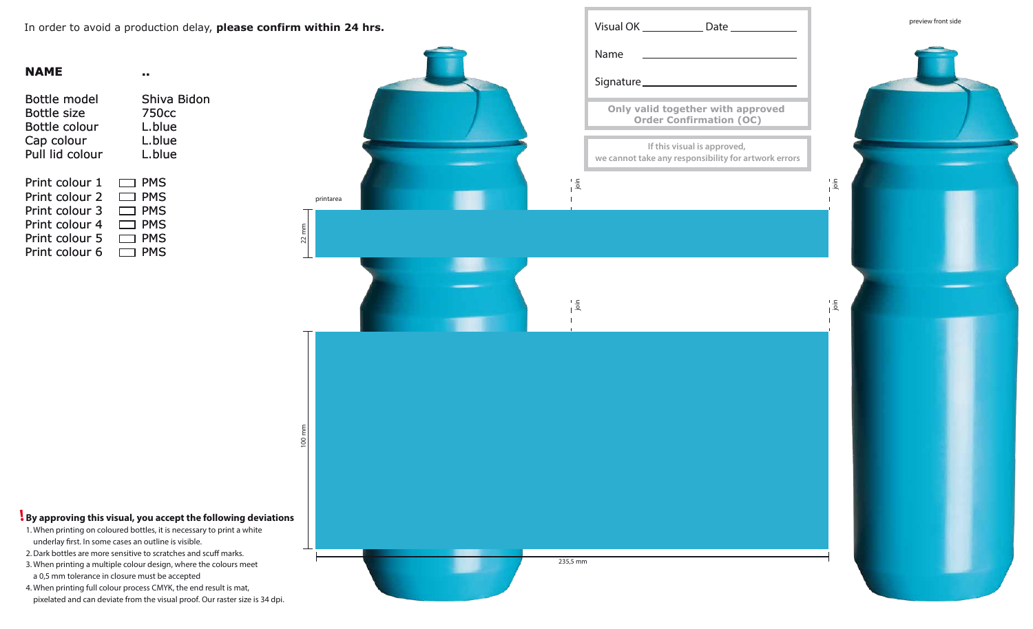In order to avoid a production delay, **please confirm within 24 hrs.**

**NAME** ..

| | |
|---|---|
| Bottle model | Shiva Bidon |
| Bottle size | 750cc |
| Bottle colour | L.blue |
| Cap colour | L.blue |
| Pull lid colour | L.blue |

| | |
|---|---|
| Print colour 1 | ☐ PMS |
| Print colour 2 | ☐ PMS |
| Print colour 3 | ☐ PMS |
| Print colour 4 | ☐ PMS |
| Print colour 5 | ☐ PMS |
| Print colour 6 | ☐ PMS |

Visual OK __________ Date __________

Name ____________________

Signature ____________________

**Only valid together with approved Order Confirmation (OC)**

If this visual is approved, we cannot take any responsibility for artwork errors

preview front side

printarea

22 mm

100 mm

235,5 mm

join

join

join

join

**! By approving this visual, you accept the following deviations**

1. When printing on coloured bottles, it is necessary to print a white underlay first. In some cases an outline is visible.
2. Dark bottles are more sensitive to scratches and scuff marks.
3. When printing a multiple colour design, where the colours meet a 0,5 mm tolerance in closure must be accepted
4. When printing full colour process CMYK, the end result is mat, pixelated and can deviate from the visual proof. Our raster size is 34 dpi.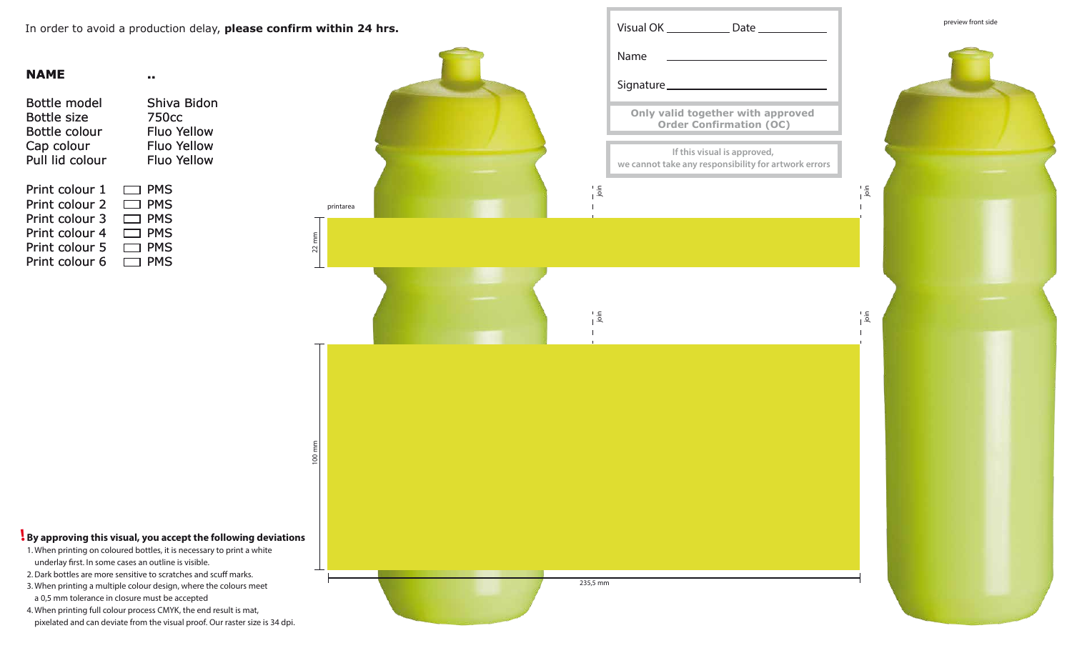In order to avoid a production delay, **please confirm within 24 hrs.**

**NAME** ..

| | |
|---|---|
| Bottle model | Shiva Bidon |
| Bottle size | 750cc |
| Bottle colour | Fluo Yellow |
| Cap colour | Fluo Yellow |
| Pull lid colour | Fluo Yellow |

| | |
|---|---|
| Print colour 1 | ☐ PMS |
| Print colour 2 | ☐ PMS |
| Print colour 3 | ☐ PMS |
| Print colour 4 | ☐ PMS |
| Print colour 5 | ☐ PMS |
| Print colour 6 | ☐ PMS |

Visual OK ____________ Date ____________

Name ____________

Signature ____________

**Only valid together with approved Order Confirmation (OC)**

**If this visual is approved, we cannot take any responsibility for artwork errors**

preview front side

printarea

join

join

join

join

22 mm

100 mm

235,5 mm

**! By approving this visual, you accept the following deviations**

1. When printing on coloured bottles, it is necessary to print a white underlay first. In some cases an outline is visible.
2. Dark bottles are more sensitive to scratches and scuff marks.
3. When printing a multiple colour design, where the colours meet a 0,5 mm tolerance in closure must be accepted
4. When printing full colour process CMYK, the end result is mat, pixelated and can deviate from the visual proof. Our raster size is 34 dpi.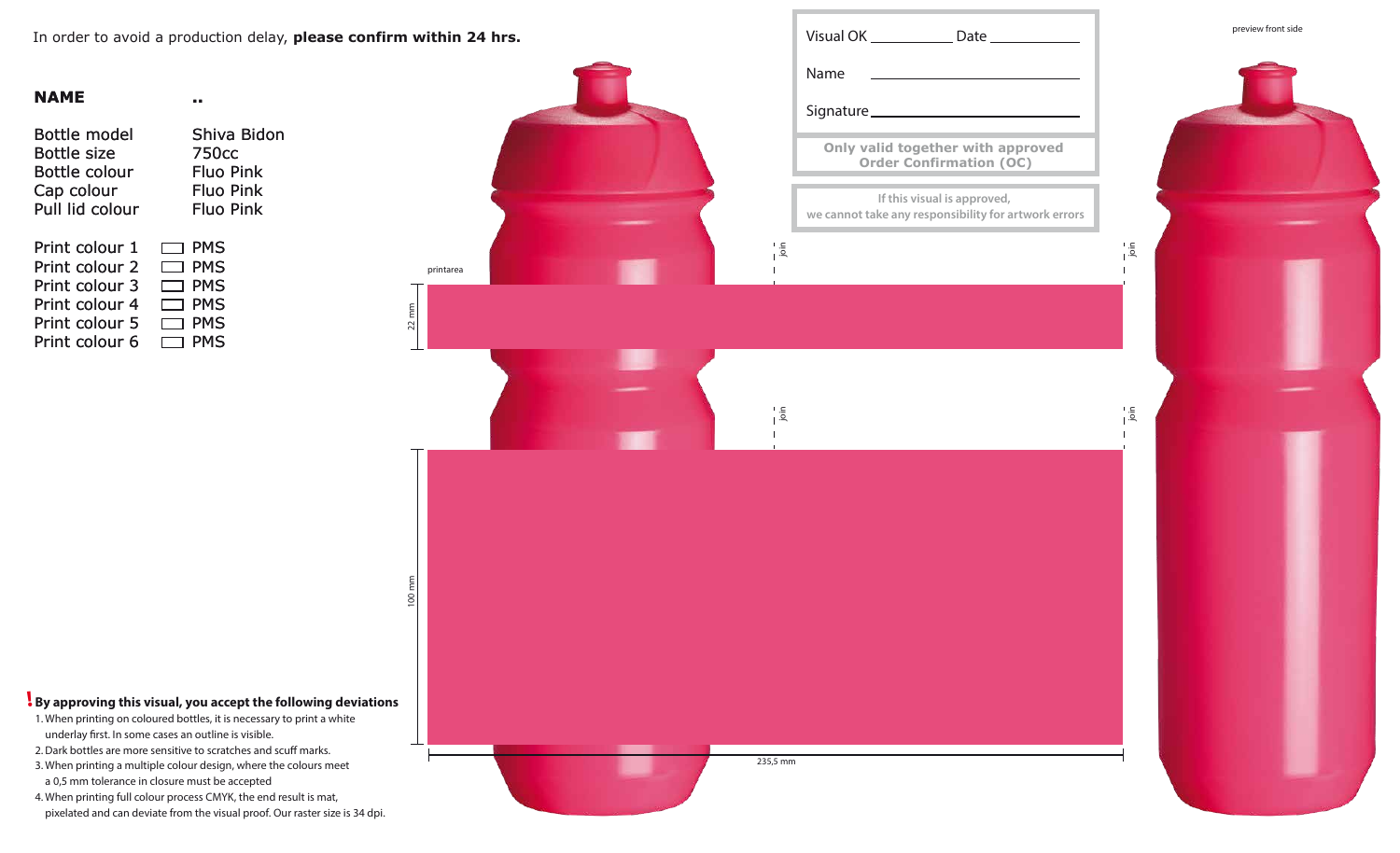In order to avoid a production delay, **please confirm within 24 hrs.**

**NAME** ..

| | |
|---|---|
| Bottle model | Shiva Bidon |
| Bottle size | 750cc |
| Bottle colour | Fluo Pink |
| Cap colour | Fluo Pink |
| Pull lid colour | Fluo Pink |

| | |
|---|---|
| Print colour 1 | PMS |
| Print colour 2 | PMS |
| Print colour 3 | PMS |
| Print colour 4 | PMS |
| Print colour 5 | PMS |
| Print colour 6 | PMS |

Visual OK ____________ Date ____________

Name ____________

Signature ____________

**Only valid together with approved Order Confirmation (OC)**

If this visual is approved, we cannot take any responsibility for artwork errors

preview front side

printarea

22 mm

100 mm

235,5 mm

join

join

join

join

**! By approving this visual, you accept the following deviations**

1. When printing on coloured bottles, it is necessary to print a white underlay first. In some cases an outline is visible.
2. Dark bottles are more sensitive to scratches and scuff marks.
3. When printing a multiple colour design, where the colours meet a 0,5 mm tolerance in closure must be accepted
4. When printing full colour process CMYK, the end result is mat, pixelated and can deviate from the visual proof. Our raster size is 34 dpi.